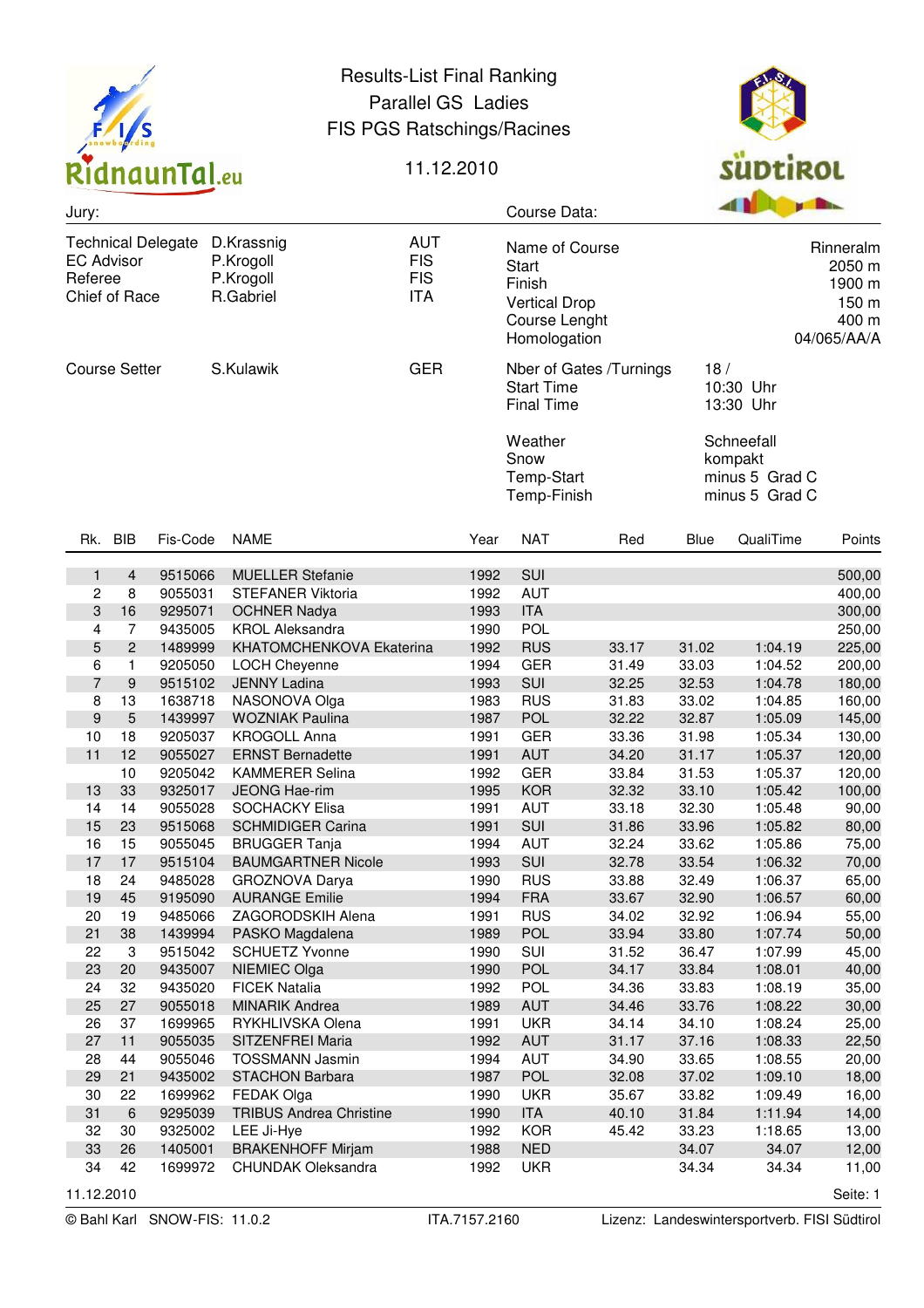# Results-List Final Ranking

## Parallel GS Ladies

## FIS PGS Ratsching/Racines

11.12.2010

**Jury:**

| | | |
|---|---|---|
| Technical Delegate | D.Krassnig | AUT |
| EC Advisor | P.Krogoll | FIS |
| Referee | P.Krogoll | FIS |
| Chief of Race | R.Gabriel | ITA |
| Course Setter | S.Kulawik | GER |

**Course Data:**

| | |
|---|---|
| Name of Course | Rinneralm |
| Start | 2050 m |
| Finish | 1900 m |
| Vertical Drop | 150 m |
| Course Lenght | 400 m |
| Homologation | 04/065/AA/A |
| Nber of Gates /Turnings | 18 / |
| Start Time | 10:30 Uhr |
| Final Time | 13:30 Uhr |
| Weather | Schneefall |
| Snow | kompakt |
| Temp-Start | minus 5 Grad C |
| Temp-Finish | minus 5 Grad C |

| Rk. | BIB | Fis-Code | NAME | Year | NAT | Red | Blue | QualiTime | Points |
|---|---|---|---|---|---|---|---|---|---|
| 1 | 4 | 9515066 | MUELLER Stefanie | 1992 | SUI | | | | 500,00 |
| 2 | 8 | 9055031 | STEFANER Viktoria | 1992 | AUT | | | | 400,00 |
| 3 | 16 | 9295071 | OCHNER Nadya | 1993 | ITA | | | | 300,00 |
| 4 | 7 | 9435005 | KROL Aleksandra | 1990 | POL | | | | 250,00 |
| 5 | 2 | 1489999 | KHATOMCHENKOVA Ekaterina | 1992 | RUS | 33.17 | 31.02 | 1:04.19 | 225,00 |
| 6 | 1 | 9205050 | LOCH Cheyenne | 1994 | GER | 31.49 | 33.03 | 1:04.52 | 200,00 |
| 7 | 9 | 9515102 | JENNY Ladina | 1993 | SUI | 32.25 | 32.53 | 1:04.78 | 180,00 |
| 8 | 13 | 1638718 | NASONOVA Olga | 1983 | RUS | 31.83 | 33.02 | 1:04.85 | 160,00 |
| 9 | 5 | 1439997 | WOZNIAK Paulina | 1987 | POL | 32.22 | 32.87 | 1:05.09 | 145,00 |
| 10 | 18 | 9205037 | KROGOLL Anna | 1991 | GER | 33.36 | 31.98 | 1:05.34 | 130,00 |
| 11 | 12 | 9055027 | ERNST Bernadette | 1991 | AUT | 34.20 | 31.17 | 1:05.37 | 120,00 |
| | 10 | 9205042 | KAMMERER Selina | 1992 | GER | 33.84 | 31.53 | 1:05.37 | 120,00 |
| 13 | 33 | 9325017 | JEONG Hae-rim | 1995 | KOR | 32.32 | 33.10 | 1:05.42 | 100,00 |
| 14 | 14 | 9055028 | SOCHACKY Elisa | 1991 | AUT | 33.18 | 32.30 | 1:05.48 | 90,00 |
| 15 | 23 | 9515068 | SCHMIDIGER Carina | 1991 | SUI | 31.86 | 33.96 | 1:05.82 | 80,00 |
| 16 | 15 | 9055045 | BRUGGER Tanja | 1994 | AUT | 32.24 | 33.62 | 1:05.86 | 75,00 |
| 17 | 17 | 9515104 | BAUMGARTNER Nicole | 1993 | SUI | 32.78 | 33.54 | 1:06.32 | 70,00 |
| 18 | 24 | 9485028 | GROZNOVA Darya | 1990 | RUS | 33.88 | 32.49 | 1:06.37 | 65,00 |
| 19 | 45 | 9195090 | AURANGE Emilie | 1994 | FRA | 33.67 | 32.90 | 1:06.57 | 60,00 |
| 20 | 19 | 9485066 | ZAGORODSKIH Alena | 1991 | RUS | 34.02 | 32.92 | 1:06.94 | 55,00 |
| 21 | 38 | 1439994 | PASKO Magdalena | 1989 | POL | 33.94 | 33.80 | 1:07.74 | 50,00 |
| 22 | 3 | 9515042 | SCHUETZ Yvonne | 1990 | SUI | 31.52 | 36.47 | 1:07.99 | 45,00 |
| 23 | 20 | 9435007 | NIEMIEC Olga | 1990 | POL | 34.17 | 33.84 | 1:08.01 | 40,00 |
| 24 | 32 | 9435020 | FICEK Natalia | 1992 | POL | 34.36 | 33.83 | 1:08.19 | 35,00 |
| 25 | 27 | 9055018 | MINARIK Andrea | 1989 | AUT | 34.46 | 33.76 | 1:08.22 | 30,00 |
| 26 | 37 | 1699965 | RYKHLIVSKA Olena | 1991 | UKR | 34.14 | 34.10 | 1:08.24 | 25,00 |
| 27 | 11 | 9055035 | SITZENFREI Maria | 1992 | AUT | 31.17 | 37.16 | 1:08.33 | 22,50 |
| 28 | 44 | 9055046 | TOSSMANN Jasmin | 1994 | AUT | 34.90 | 33.65 | 1:08.55 | 20,00 |
| 29 | 21 | 9435002 | STACHON Barbara | 1987 | POL | 32.08 | 37.02 | 1:09.10 | 18,00 |
| 30 | 22 | 1699962 | FEDAK Olga | 1990 | UKR | 35.67 | 33.82 | 1:09.49 | 16,00 |
| 31 | 6 | 9295039 | TRIBUS Andrea Christine | 1990 | ITA | 40.10 | 31.84 | 1:11.94 | 14,00 |
| 32 | 30 | 9325002 | LEE Ji-Hye | 1992 | KOR | 45.42 | 33.23 | 1:18.65 | 13,00 |
| 33 | 26 | 1405001 | BRAKENHOFF Mirjam | 1988 | NED | | 34.07 | 34.07 | 12,00 |
| 34 | 42 | 1699972 | CHUNDAK Oleksandra | 1992 | UKR | | 34.34 | 34.34 | 11,00 |

11.12.2010

© Bahl Karl SNOW-FIS: 11.0.2 ITA.7157.2160 Lizenz: Landeswintersportverb. FISI Südtirol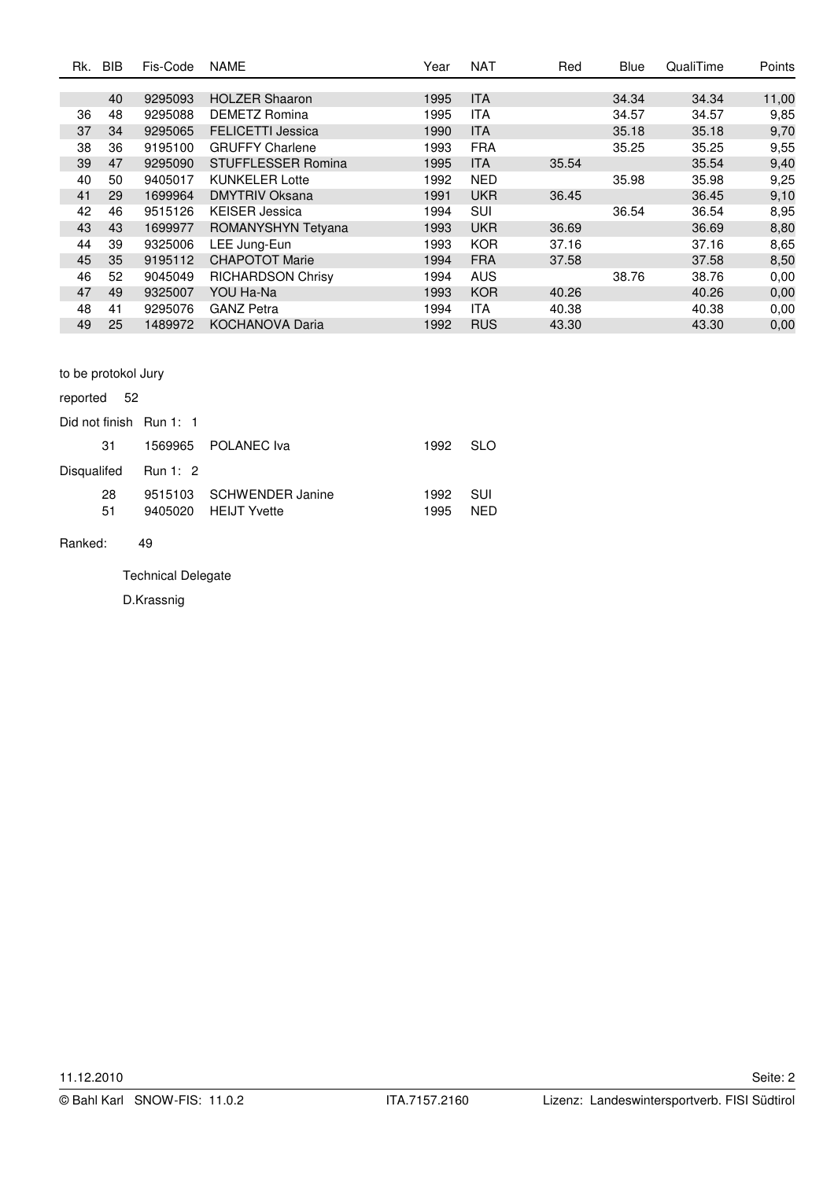| Rk. | BIB | Fis-Code | NAME | Year | NAT | Red | Blue | QualiTime | Points |
|---|---|---|---|---|---|---|---|---|---|
| | 40 | 9295093 | HOLZER Shaaron | 1995 | ITA | | 34.34 | 34.34 | 11,00 |
| 36 | 48 | 9295088 | DEMETZ Romina | 1995 | ITA | | 34.57 | 34.57 | 9,85 |
| 37 | 34 | 9295065 | FELICETTI Jessica | 1990 | ITA | | 35.18 | 35.18 | 9,70 |
| 38 | 36 | 9195100 | GRUFFY Charlene | 1993 | FRA | | 35.25 | 35.25 | 9,55 |
| 39 | 47 | 9295090 | STUFFLESSER Romina | 1995 | ITA | 35.54 | | 35.54 | 9,40 |
| 40 | 50 | 9405017 | KUNKELER Lotte | 1992 | NED | | 35.98 | 35.98 | 9,25 |
| 41 | 29 | 1699964 | DMYTRIV Oksana | 1991 | UKR | 36.45 | | 36.45 | 9,10 |
| 42 | 46 | 9515126 | KEISER Jessica | 1994 | SUI | | 36.54 | 36.54 | 8,95 |
| 43 | 43 | 1699977 | ROMANYSHYN Tetyana | 1993 | UKR | 36.69 | | 36.69 | 8,80 |
| 44 | 39 | 9325006 | LEE Jung-Eun | 1993 | KOR | 37.16 | | 37.16 | 8,65 |
| 45 | 35 | 9195112 | CHAPOTOT Marie | 1994 | FRA | 37.58 | | 37.58 | 8,50 |
| 46 | 52 | 9045049 | RICHARDSON Chrisy | 1994 | AUS | | 38.76 | 38.76 | 0,00 |
| 47 | 49 | 9325007 | YOU Ha-Na | 1993 | KOR | 40.26 | | 40.26 | 0,00 |
| 48 | 41 | 9295076 | GANZ Petra | 1994 | ITA | 40.38 | | 40.38 | 0,00 |
| 49 | 25 | 1489972 | KOCHANOVA Daria | 1992 | RUS | 43.30 | | 43.30 | 0,00 |

to be protokol Jury

reported 52

Did not finish Run 1: 1

| | | | | |
|---|---|---|---|---|
| 31 | 1569965 | POLANEC Iva | 1992 | SLO |

Disqualifed Run 1: 2

| | | | | |
|---|---|---|---|---|
| 28 | 9515103 | SCHWENDER Janine | 1992 | SUI |
| 51 | 9405020 | HEIJT Yvette | 1995 | NED |

Ranked: 49

Technical Delegate

D.Krassnig

11.12.2010

© Bahl Karl SNOW-FIS: 11.0.2 ITA.7157.2160 Lizenz: Landeswintersportverb. FISI Südtirol